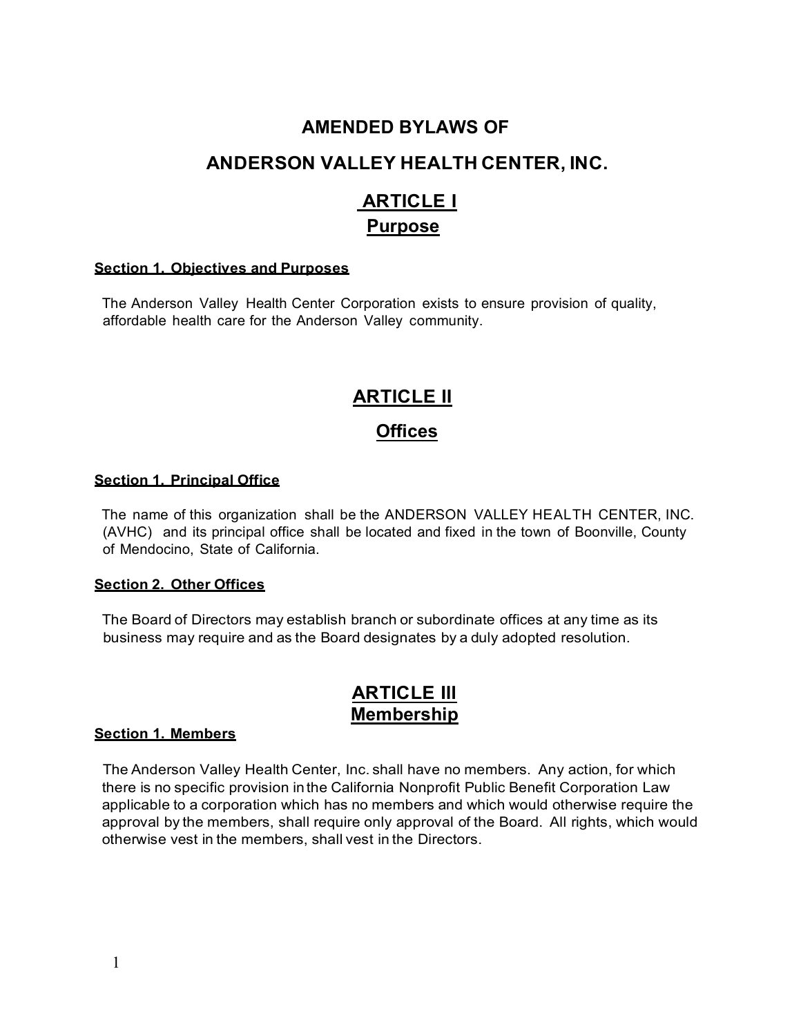# AMENDED BYLAWS OF

# ANDERSON VALLEY HEALTH CENTER, INC.

## ARTICLE I
## Purpose

#### Section 1. Objectives and Purposes

The Anderson Valley Health Center Corporation exists to ensure provision of quality, affordable health care for the Anderson Valley community.

## ARTICLE II
## Offices

#### Section 1. Principal Office

The name of this organization shall be the ANDERSON VALLEY HEALTH CENTER, INC. (AVHC) and its principal office shall be located and fixed in the town of Boonville, County of Mendocino, State of California.

#### Section 2. Other Offices

The Board of Directors may establish branch or subordinate offices at any time as its business may require and as the Board designates by a duly adopted resolution.

## ARTICLE III
## Membership

#### Section 1. Members

The Anderson Valley Health Center, Inc. shall have no members. Any action, for which there is no specific provision in the California Nonprofit Public Benefit Corporation Law applicable to a corporation which has no members and which would otherwise require the approval by the members, shall require only approval of the Board. All rights, which would otherwise vest in the members, shall vest in the Directors.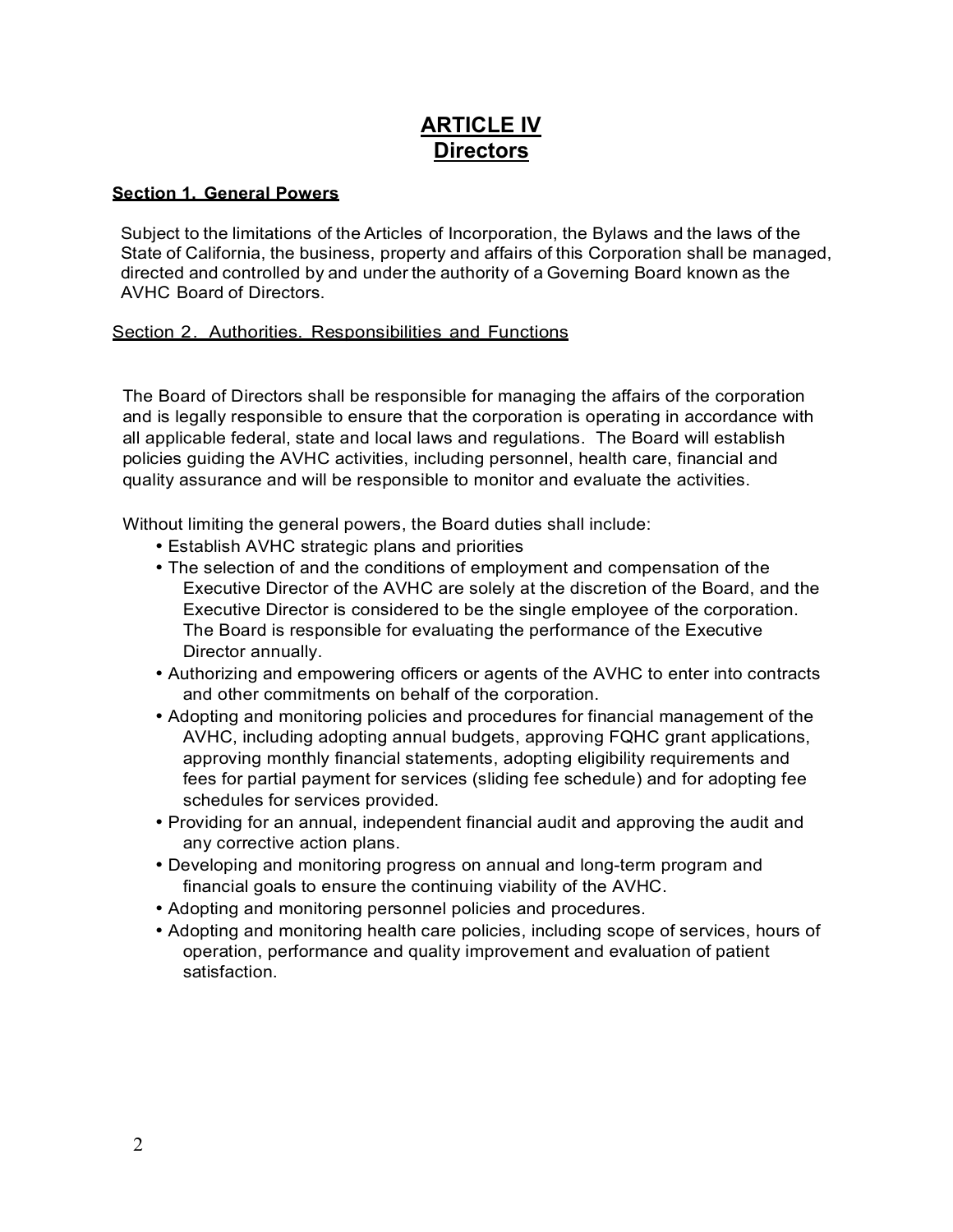# ARTICLE IV
## Directors

### Section 1. General Powers

Subject to the limitations of the Articles of Incorporation, the Bylaws and the laws of the State of California, the business, property and affairs of this Corporation shall be managed, directed and controlled by and under the authority of a Governing Board known as the AVHC Board of Directors.

### Section 2. Authorities. Responsibilities and Functions

The Board of Directors shall be responsible for managing the affairs of the corporation and is legally responsible to ensure that the corporation is operating in accordance with all applicable federal, state and local laws and regulations. The Board will establish policies guiding the AVHC activities, including personnel, health care, financial and quality assurance and will be responsible to monitor and evaluate the activities.

Without limiting the general powers, the Board duties shall include:

- Establish AVHC strategic plans and priorities
- The selection of and the conditions of employment and compensation of the Executive Director of the AVHC are solely at the discretion of the Board, and the Executive Director is considered to be the single employee of the corporation. The Board is responsible for evaluating the performance of the Executive Director annually.
- Authorizing and empowering officers or agents of the AVHC to enter into contracts and other commitments on behalf of the corporation.
- Adopting and monitoring policies and procedures for financial management of the AVHC, including adopting annual budgets, approving FQHC grant applications, approving monthly financial statements, adopting eligibility requirements and fees for partial payment for services (sliding fee schedule) and for adopting fee schedules for services provided.
- Providing for an annual, independent financial audit and approving the audit and any corrective action plans.
- Developing and monitoring progress on annual and long-term program and financial goals to ensure the continuing viability of the AVHC.
- Adopting and monitoring personnel policies and procedures.
- Adopting and monitoring health care policies, including scope of services, hours of operation, performance and quality improvement and evaluation of patient satisfaction.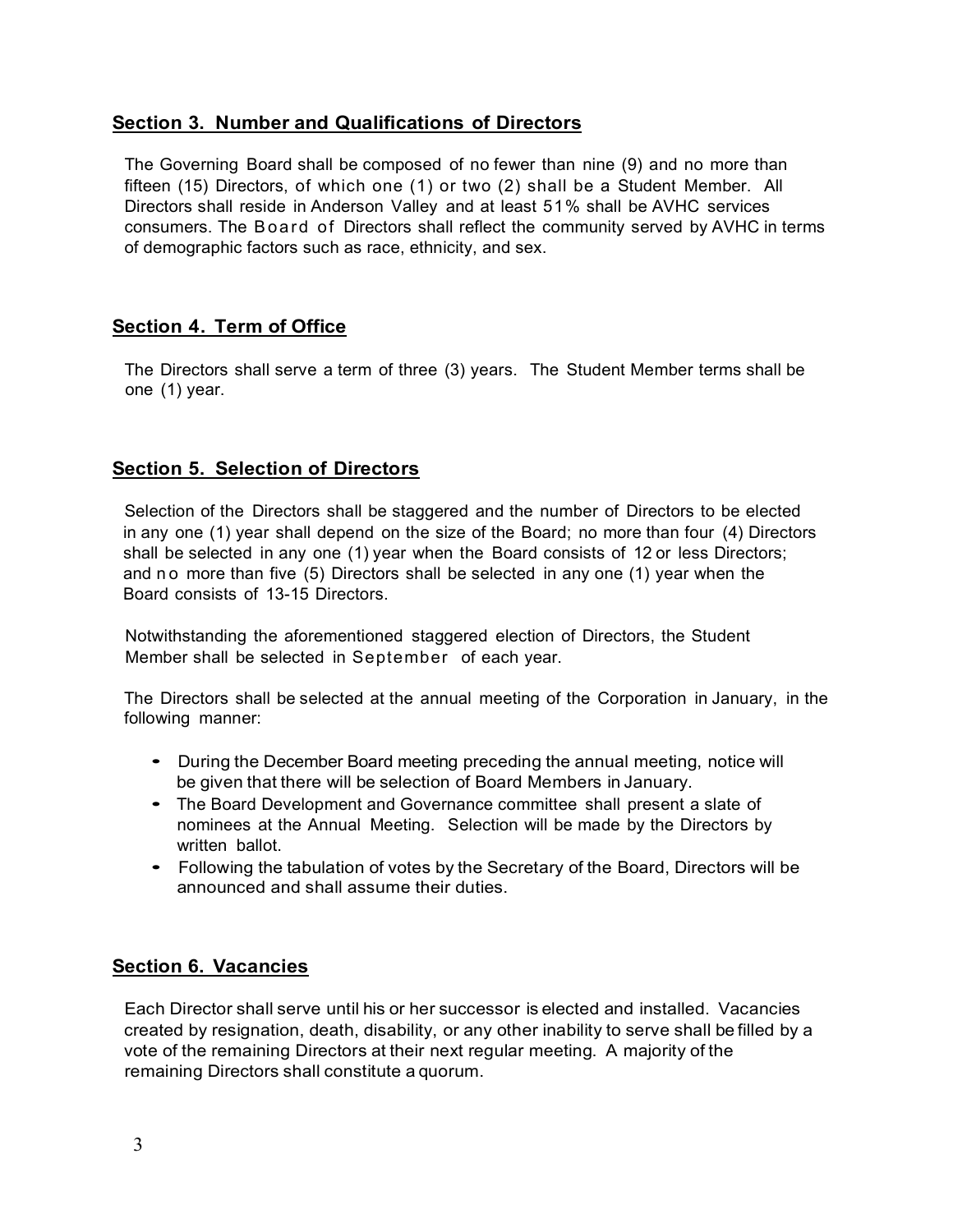## Section 3. Number and Qualifications of Directors

The Governing Board shall be composed of no fewer than nine (9) and no more than fifteen (15) Directors, of which one (1) or two (2) shall be a Student Member. All Directors shall reside in Anderson Valley and at least 51% shall be AVHC services consumers. The Board of Directors shall reflect the community served by AVHC in terms of demographic factors such as race, ethnicity, and sex.

## Section 4. Term of Office

The Directors shall serve a term of three (3) years. The Student Member terms shall be one (1) year.

## Section 5. Selection of Directors

Selection of the Directors shall be staggered and the number of Directors to be elected in any one (1) year shall depend on the size of the Board; no more than four (4) Directors shall be selected in any one (1) year when the Board consists of 12 or less Directors; and no more than five (5) Directors shall be selected in any one (1) year when the Board consists of 13-15 Directors.

Notwithstanding the aforementioned staggered election of Directors, the Student Member shall be selected in September of each year.

The Directors shall be selected at the annual meeting of the Corporation in January, in the following manner:

- During the December Board meeting preceding the annual meeting, notice will be given that there will be selection of Board Members in January.
- The Board Development and Governance committee shall present a slate of nominees at the Annual Meeting. Selection will be made by the Directors by written ballot.
- Following the tabulation of votes by the Secretary of the Board, Directors will be announced and shall assume their duties.

## Section 6. Vacancies

Each Director shall serve until his or her successor is elected and installed. Vacancies created by resignation, death, disability, or any other inability to serve shall be filled by a vote of the remaining Directors at their next regular meeting. A majority of the remaining Directors shall constitute a quorum.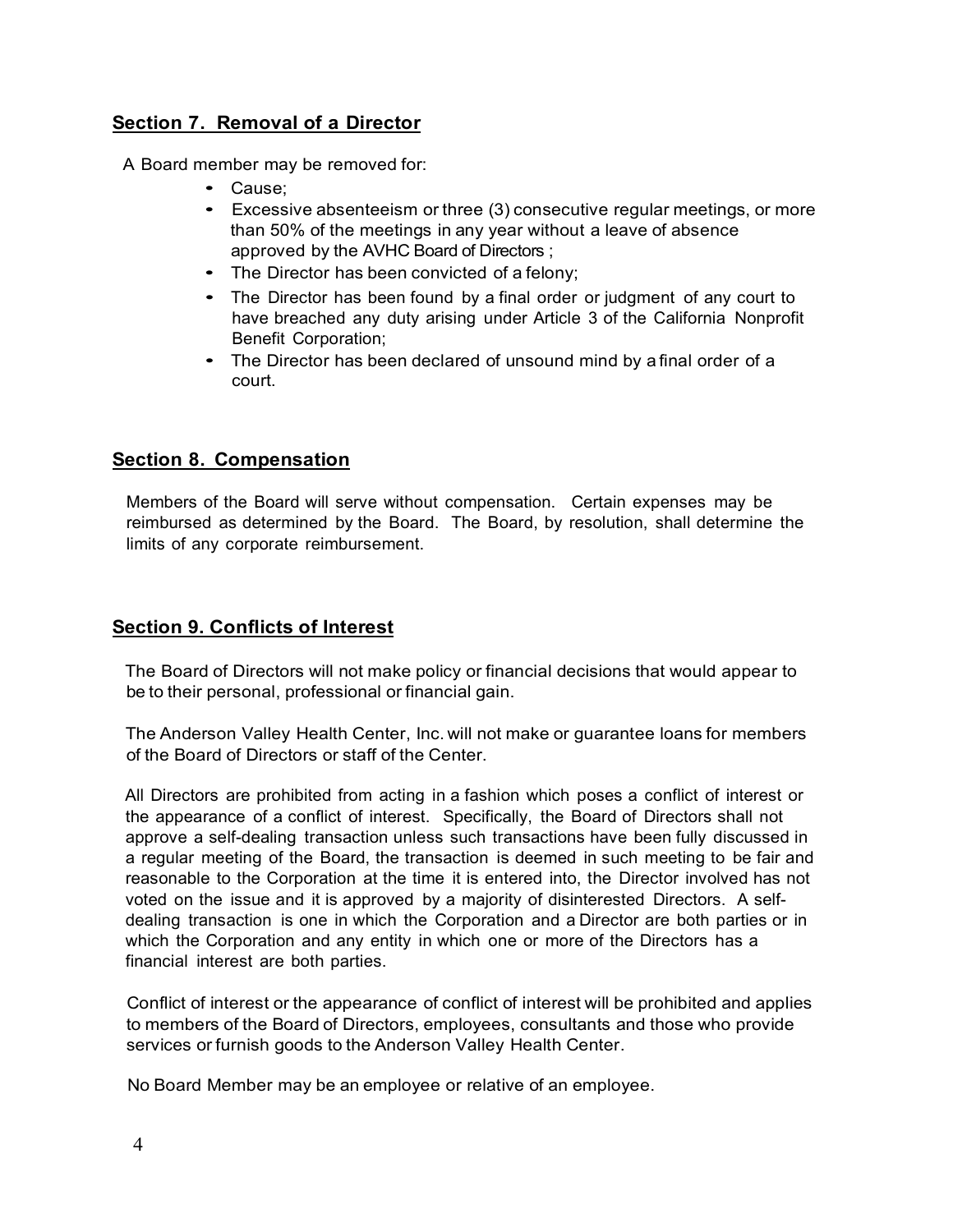## Section 7. Removal of a Director

A Board member may be removed for:

- Cause;
- Excessive absenteeism or three (3) consecutive regular meetings, or more than 50% of the meetings in any year without a leave of absence approved by the AVHC Board of Directors ;
- The Director has been convicted of a felony;
- The Director has been found by a final order or judgment of any court to have breached any duty arising under Article 3 of the California Nonprofit Benefit Corporation;
- The Director has been declared of unsound mind by a final order of a court.

## Section 8. Compensation

Members of the Board will serve without compensation. Certain expenses may be reimbursed as determined by the Board. The Board, by resolution, shall determine the limits of any corporate reimbursement.

## Section 9. Conflicts of Interest

The Board of Directors will not make policy or financial decisions that would appear to be to their personal, professional or financial gain.

The Anderson Valley Health Center, Inc. will not make or guarantee loans for members of the Board of Directors or staff of the Center.

All Directors are prohibited from acting in a fashion which poses a conflict of interest or the appearance of a conflict of interest. Specifically, the Board of Directors shall not approve a self-dealing transaction unless such transactions have been fully discussed in a regular meeting of the Board, the transaction is deemed in such meeting to be fair and reasonable to the Corporation at the time it is entered into, the Director involved has not voted on the issue and it is approved by a majority of disinterested Directors. A self-dealing transaction is one in which the Corporation and a Director are both parties or in which the Corporation and any entity in which one or more of the Directors has a financial interest are both parties.

Conflict of interest or the appearance of conflict of interest will be prohibited and applies to members of the Board of Directors, employees, consultants and those who provide services or furnish goods to the Anderson Valley Health Center.

No Board Member may be an employee or relative of an employee.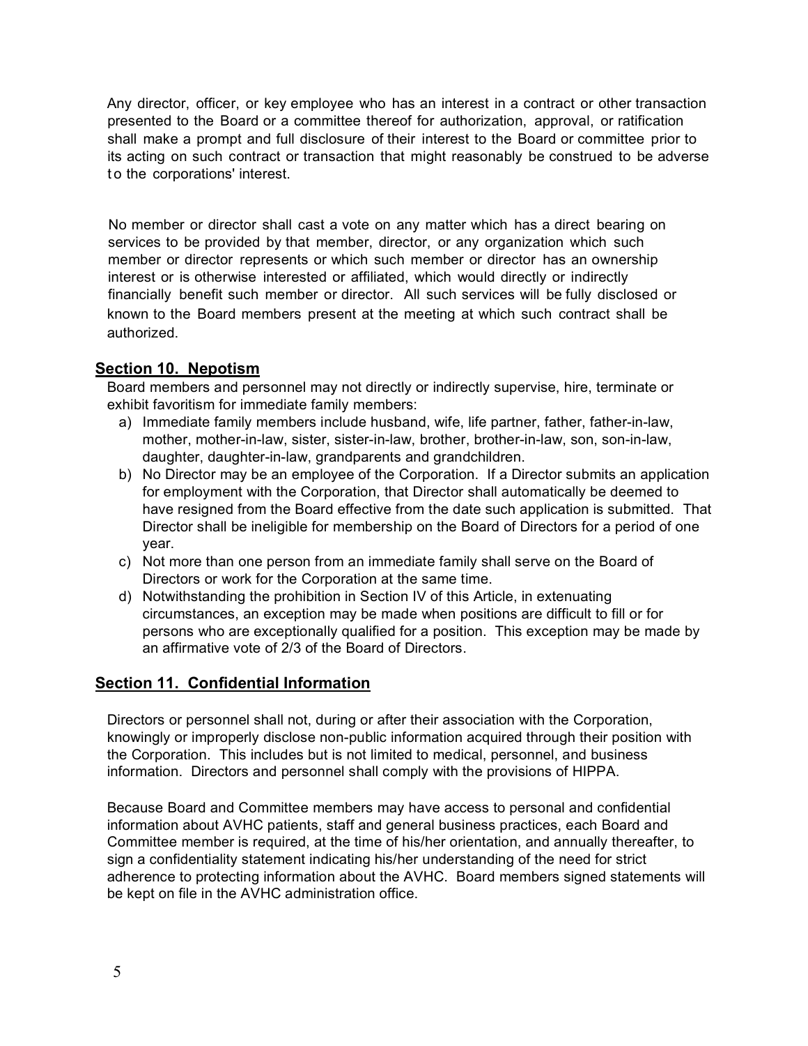Any director, officer, or key employee who has an interest in a contract or other transaction presented to the Board or a committee thereof for authorization, approval, or ratification shall make a prompt and full disclosure of their interest to the Board or committee prior to its acting on such contract or transaction that might reasonably be construed to be adverse to the corporations' interest.

No member or director shall cast a vote on any matter which has a direct bearing on services to be provided by that member, director, or any organization which such member or director represents or which such member or director has an ownership interest or is otherwise interested or affiliated, which would directly or indirectly financially benefit such member or director. All such services will be fully disclosed or known to the Board members present at the meeting at which such contract shall be authorized.

## Section 10. Nepotism

Board members and personnel may not directly or indirectly supervise, hire, terminate or exhibit favoritism for immediate family members:

a) Immediate family members include husband, wife, life partner, father, father-in-law, mother, mother-in-law, sister, sister-in-law, brother, brother-in-law, son, son-in-law, daughter, daughter-in-law, grandparents and grandchildren.
b) No Director may be an employee of the Corporation. If a Director submits an application for employment with the Corporation, that Director shall automatically be deemed to have resigned from the Board effective from the date such application is submitted. That Director shall be ineligible for membership on the Board of Directors for a period of one year.
c) Not more than one person from an immediate family shall serve on the Board of Directors or work for the Corporation at the same time.
d) Notwithstanding the prohibition in Section IV of this Article, in extenuating circumstances, an exception may be made when positions are difficult to fill or for persons who are exceptionally qualified for a position. This exception may be made by an affirmative vote of 2/3 of the Board of Directors.

## Section 11. Confidential Information

Directors or personnel shall not, during or after their association with the Corporation, knowingly or improperly disclose non-public information acquired through their position with the Corporation. This includes but is not limited to medical, personnel, and business information. Directors and personnel shall comply with the provisions of HIPPA.

Because Board and Committee members may have access to personal and confidential information about AVHC patients, staff and general business practices, each Board and Committee member is required, at the time of his/her orientation, and annually thereafter, to sign a confidentiality statement indicating his/her understanding of the need for strict adherence to protecting information about the AVHC. Board members signed statements will be kept on file in the AVHC administration office.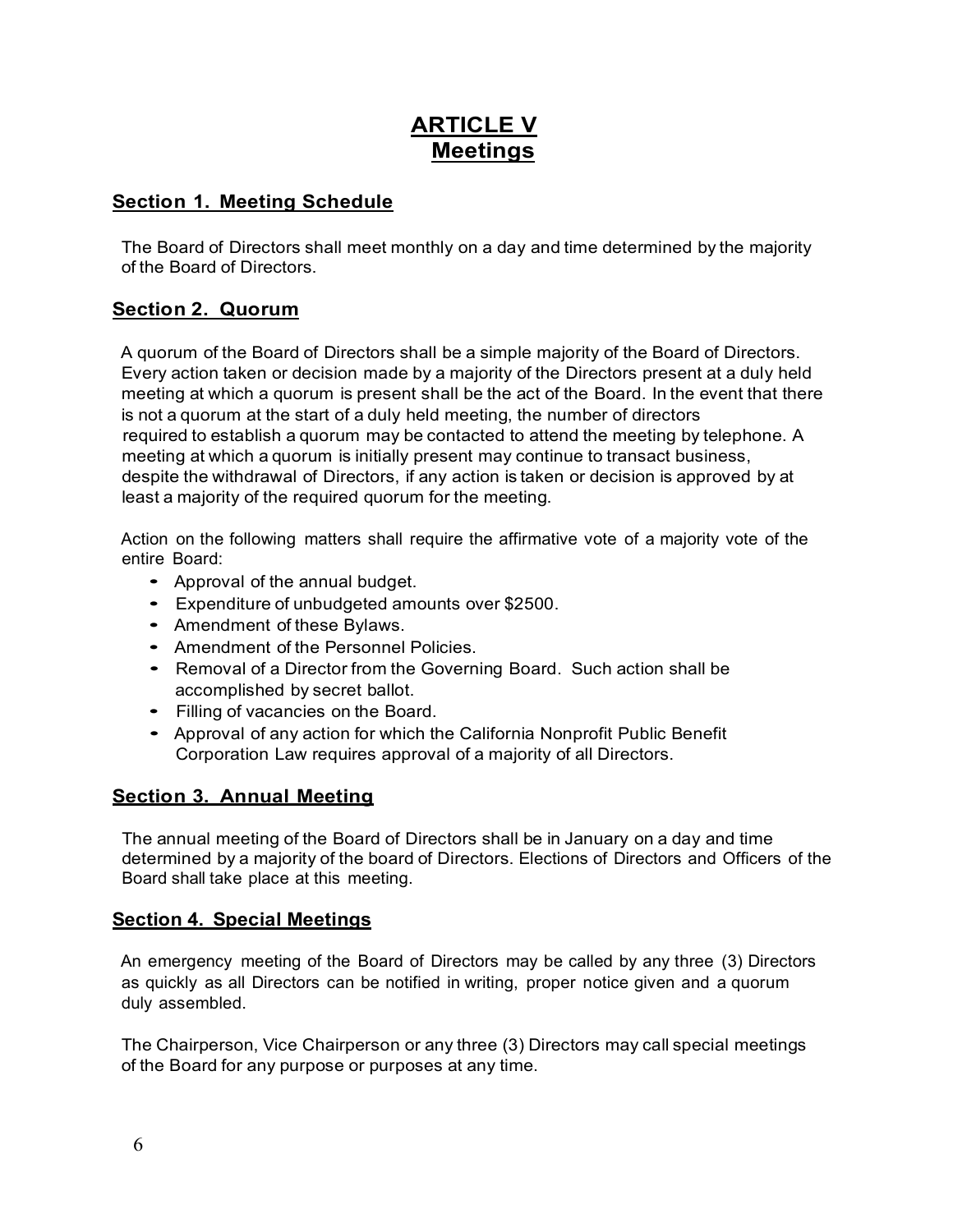# ARTICLE V
# Meetings

## Section 1. Meeting Schedule

The Board of Directors shall meet monthly on a day and time determined by the majority of the Board of Directors.

## Section 2. Quorum

A quorum of the Board of Directors shall be a simple majority of the Board of Directors. Every action taken or decision made by a majority of the Directors present at a duly held meeting at which a quorum is present shall be the act of the Board. In the event that there is not a quorum at the start of a duly held meeting, the number of directors required to establish a quorum may be contacted to attend the meeting by telephone. A meeting at which a quorum is initially present may continue to transact business, despite the withdrawal of Directors, if any action is taken or decision is approved by at least a majority of the required quorum for the meeting.

Action on the following matters shall require the affirmative vote of a majority vote of the entire Board:

- Approval of the annual budget.
- Expenditure of unbudgeted amounts over $2500.
- Amendment of these Bylaws.
- Amendment of the Personnel Policies.
- Removal of a Director from the Governing Board. Such action shall be accomplished by secret ballot.
- Filling of vacancies on the Board.
- Approval of any action for which the California Nonprofit Public Benefit Corporation Law requires approval of a majority of all Directors.

## Section 3. Annual Meeting

The annual meeting of the Board of Directors shall be in January on a day and time determined by a majority of the board of Directors. Elections of Directors and Officers of the Board shall take place at this meeting.

## Section 4. Special Meetings

An emergency meeting of the Board of Directors may be called by any three (3) Directors as quickly as all Directors can be notified in writing, proper notice given and a quorum duly assembled.

The Chairperson, Vice Chairperson or any three (3) Directors may call special meetings of the Board for any purpose or purposes at any time.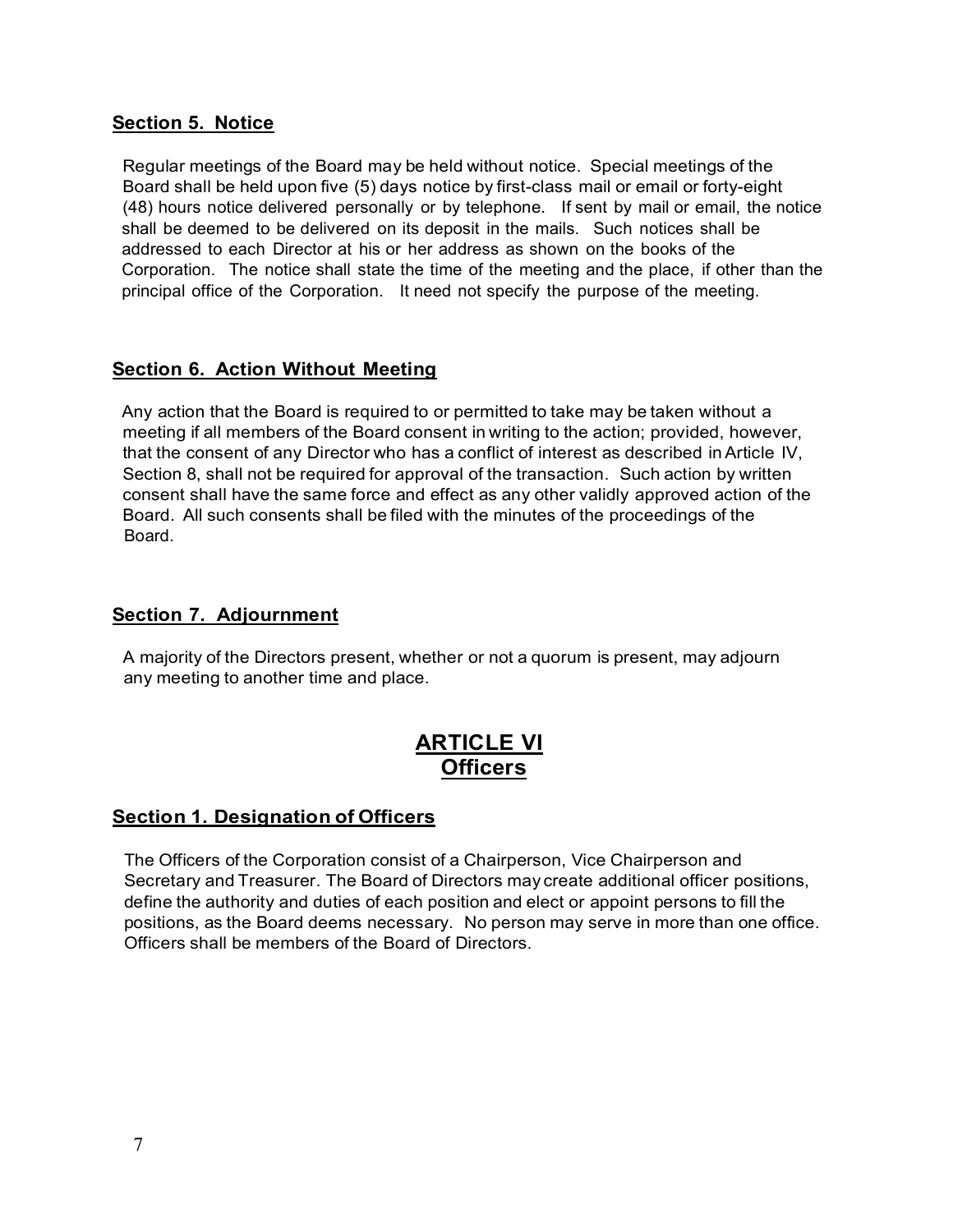### **Section 5. Notice**

Regular meetings of the Board may be held without notice. Special meetings of the Board shall be held upon five (5) days notice by first-class mail or email or forty-eight (48) hours notice delivered personally or by telephone. If sent by mail or email, the notice shall be deemed to be delivered on its deposit in the mails. Such notices shall be addressed to each Director at his or her address as shown on the books of the Corporation. The notice shall state the time of the meeting and the place, if other than the principal office of the Corporation. It need not specify the purpose of the meeting.

### **Section 6. Action Without Meeting**

Any action that the Board is required to or permitted to take may be taken without a meeting if all members of the Board consent in writing to the action; provided, however, that the consent of any Director who has a conflict of interest as described in Article IV, Section 8, shall not be required for approval of the transaction. Such action by written consent shall have the same force and effect as any other validly approved action of the Board. All such consents shall be filed with the minutes of the proceedings of the Board.

### **Section 7. Adjournment**

A majority of the Directors present, whether or not a quorum is present, may adjourn any meeting to another time and place.

## **ARTICLE VI**
## **Officers**

### **Section 1. Designation of Officers**

The Officers of the Corporation consist of a Chairperson, Vice Chairperson and Secretary and Treasurer. The Board of Directors may create additional officer positions, define the authority and duties of each position and elect or appoint persons to fill the positions, as the Board deems necessary. No person may serve in more than one office. Officers shall be members of the Board of Directors.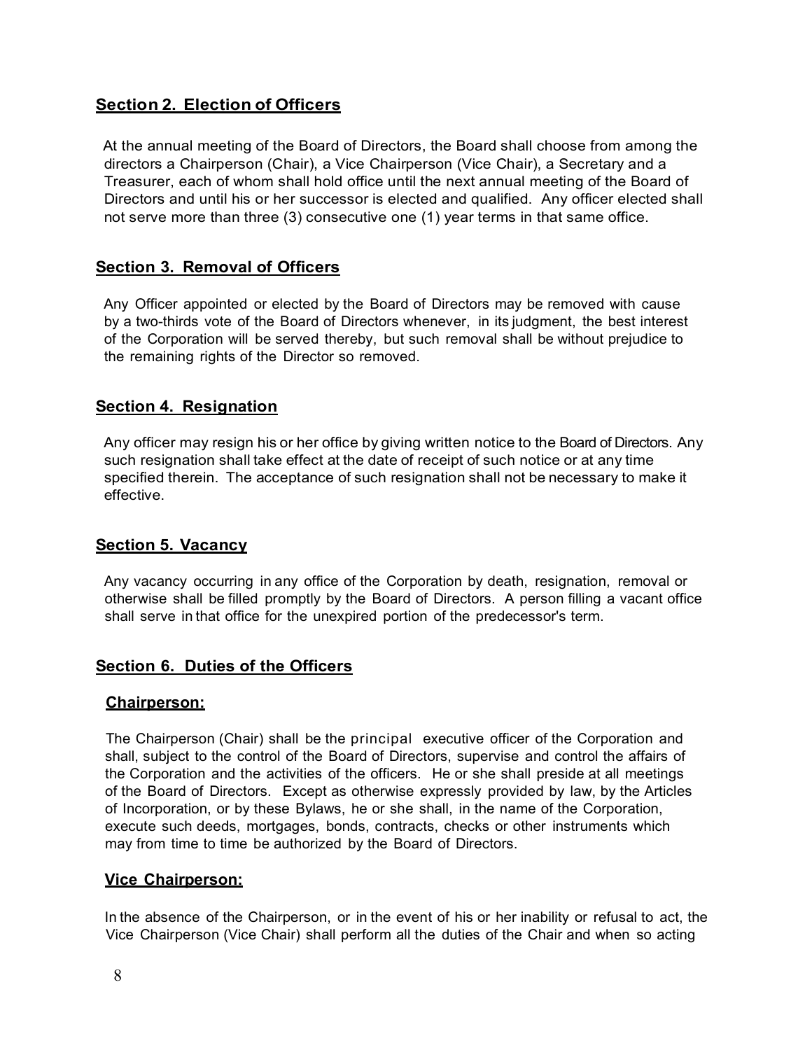## Section 2. Election of Officers

At the annual meeting of the Board of Directors, the Board shall choose from among the directors a Chairperson (Chair), a Vice Chairperson (Vice Chair), a Secretary and a Treasurer, each of whom shall hold office until the next annual meeting of the Board of Directors and until his or her successor is elected and qualified. Any officer elected shall not serve more than three (3) consecutive one (1) year terms in that same office.

## Section 3. Removal of Officers

Any Officer appointed or elected by the Board of Directors may be removed with cause by a two-thirds vote of the Board of Directors whenever, in its judgment, the best interest of the Corporation will be served thereby, but such removal shall be without prejudice to the remaining rights of the Director so removed.

## Section 4. Resignation

Any officer may resign his or her office by giving written notice to the Board of Directors. Any such resignation shall take effect at the date of receipt of such notice or at any time specified therein. The acceptance of such resignation shall not be necessary to make it effective.

## Section 5. Vacancy

Any vacancy occurring in any office of the Corporation by death, resignation, removal or otherwise shall be filled promptly by the Board of Directors. A person filling a vacant office shall serve in that office for the unexpired portion of the predecessor's term.

## Section 6. Duties of the Officers

### Chairperson:

The Chairperson (Chair) shall be the principal executive officer of the Corporation and shall, subject to the control of the Board of Directors, supervise and control the affairs of the Corporation and the activities of the officers. He or she shall preside at all meetings of the Board of Directors. Except as otherwise expressly provided by law, by the Articles of Incorporation, or by these Bylaws, he or she shall, in the name of the Corporation, execute such deeds, mortgages, bonds, contracts, checks or other instruments which may from time to time be authorized by the Board of Directors.

### Vice Chairperson:

In the absence of the Chairperson, or in the event of his or her inability or refusal to act, the Vice Chairperson (Vice Chair) shall perform all the duties of the Chair and when so acting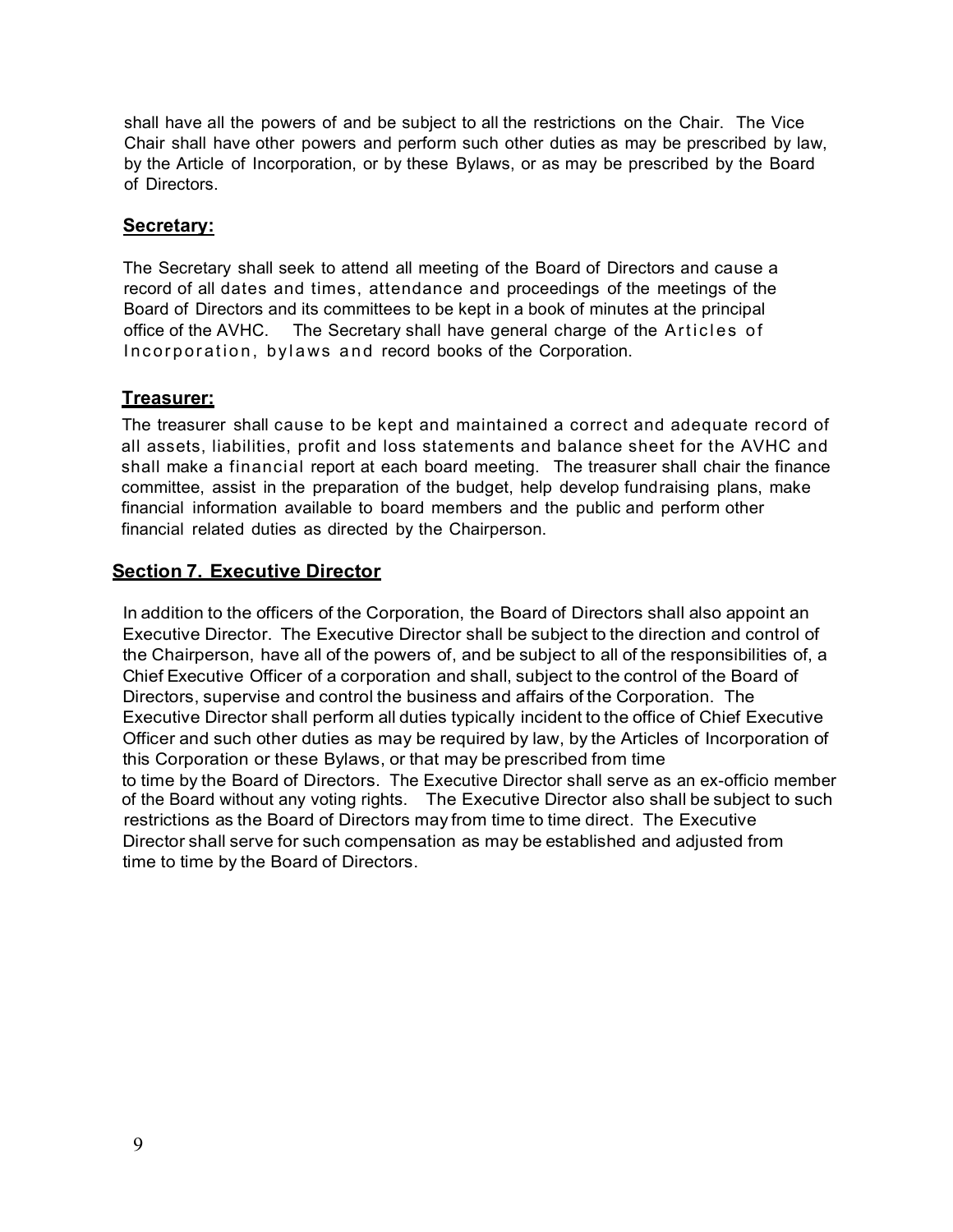shall have all the powers of and be subject to all the restrictions on the Chair. The Vice Chair shall have other powers and perform such other duties as may be prescribed by law, by the Article of Incorporation, or by these Bylaws, or as may be prescribed by the Board of Directors.

**Secretary:**

The Secretary shall seek to attend all meeting of the Board of Directors and cause a record of all dates and times, attendance and proceedings of the meetings of the Board of Directors and its committees to be kept in a book of minutes at the principal office of the AVHC. The Secretary shall have general charge of the Articles of Incorporation, bylaws and record books of the Corporation.

**Treasurer:**

The treasurer shall cause to be kept and maintained a correct and adequate record of all assets, liabilities, profit and loss statements and balance sheet for the AVHC and shall make a financial report at each board meeting. The treasurer shall chair the finance committee, assist in the preparation of the budget, help develop fundraising plans, make financial information available to board members and the public and perform other financial related duties as directed by the Chairperson.

## Section 7. Executive Director

In addition to the officers of the Corporation, the Board of Directors shall also appoint an Executive Director. The Executive Director shall be subject to the direction and control of the Chairperson, have all of the powers of, and be subject to all of the responsibilities of, a Chief Executive Officer of a corporation and shall, subject to the control of the Board of Directors, supervise and control the business and affairs of the Corporation. The Executive Director shall perform all duties typically incident to the office of Chief Executive Officer and such other duties as may be required by law, by the Articles of Incorporation of this Corporation or these Bylaws, or that may be prescribed from time to time by the Board of Directors. The Executive Director shall serve as an ex-officio member of the Board without any voting rights. The Executive Director also shall be subject to such restrictions as the Board of Directors may from time to time direct. The Executive Director shall serve for such compensation as may be established and adjusted from time to time by the Board of Directors.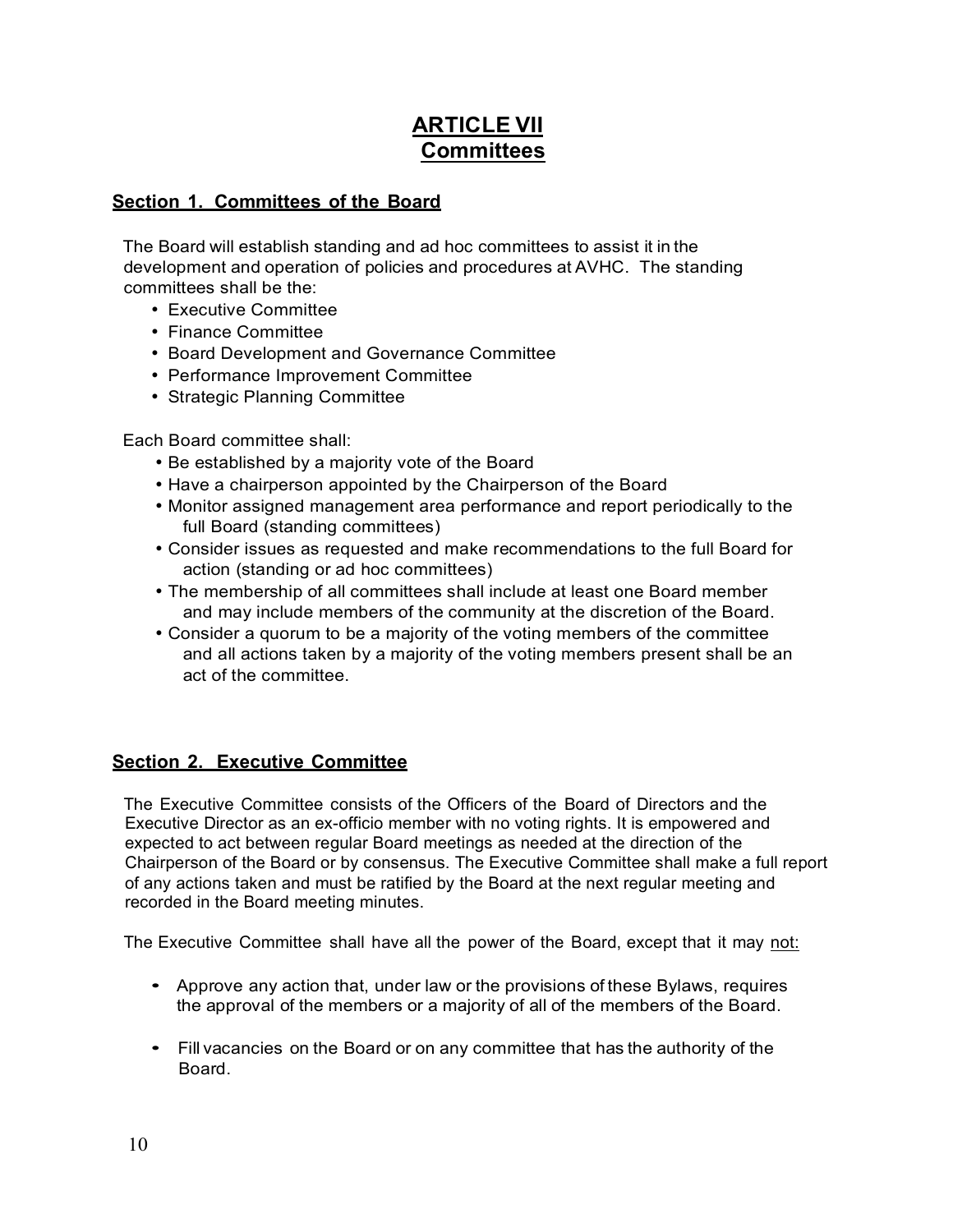# ARTICLE VII
# Committees

## Section 1. Committees of the Board

The Board will establish standing and ad hoc committees to assist it in the development and operation of policies and procedures at AVHC. The standing committees shall be the:

- Executive Committee
- Finance Committee
- Board Development and Governance Committee
- Performance Improvement Committee
- Strategic Planning Committee

Each Board committee shall:

- Be established by a majority vote of the Board
- Have a chairperson appointed by the Chairperson of the Board
- Monitor assigned management area performance and report periodically to the full Board (standing committees)
- Consider issues as requested and make recommendations to the full Board for action (standing or ad hoc committees)
- The membership of all committees shall include at least one Board member and may include members of the community at the discretion of the Board.
- Consider a quorum to be a majority of the voting members of the committee and all actions taken by a majority of the voting members present shall be an act of the committee.

## Section 2. Executive Committee

The Executive Committee consists of the Officers of the Board of Directors and the Executive Director as an ex-officio member with no voting rights. It is empowered and expected to act between regular Board meetings as needed at the direction of the Chairperson of the Board or by consensus. The Executive Committee shall make a full report of any actions taken and must be ratified by the Board at the next regular meeting and recorded in the Board meeting minutes.

The Executive Committee shall have all the power of the Board, except that it may not:

- Approve any action that, under law or the provisions of these Bylaws, requires the approval of the members or a majority of all of the members of the Board.
- Fill vacancies on the Board or on any committee that has the authority of the Board.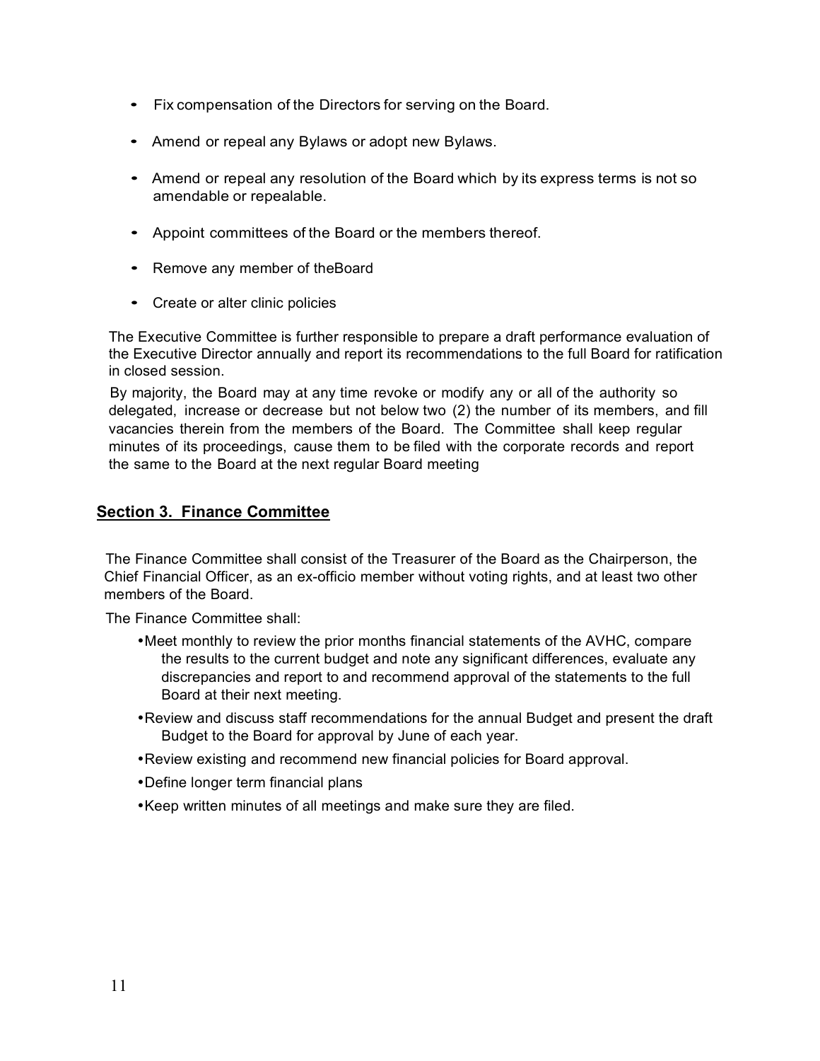- Fix compensation of the Directors for serving on the Board.
- Amend or repeal any Bylaws or adopt new Bylaws.
- Amend or repeal any resolution of the Board which by its express terms is not so amendable or repealable.
- Appoint committees of the Board or the members thereof.
- Remove any member of theBoard
- Create or alter clinic policies

The Executive Committee is further responsible to prepare a draft performance evaluation of the Executive Director annually and report its recommendations to the full Board for ratification in closed session.

By majority, the Board may at any time revoke or modify any or all of the authority so delegated, increase or decrease but not below two (2) the number of its members, and fill vacancies therein from the members of the Board. The Committee shall keep regular minutes of its proceedings, cause them to be filed with the corporate records and report the same to the Board at the next regular Board meeting

## Section 3. Finance Committee

The Finance Committee shall consist of the Treasurer of the Board as the Chairperson, the Chief Financial Officer, as an ex-officio member without voting rights, and at least two other members of the Board.

The Finance Committee shall:

- Meet monthly to review the prior months financial statements of the AVHC, compare the results to the current budget and note any significant differences, evaluate any discrepancies and report to and recommend approval of the statements to the full Board at their next meeting.
- Review and discuss staff recommendations for the annual Budget and present the draft Budget to the Board for approval by June of each year.
- Review existing and recommend new financial policies for Board approval.
- Define longer term financial plans
- Keep written minutes of all meetings and make sure they are filed.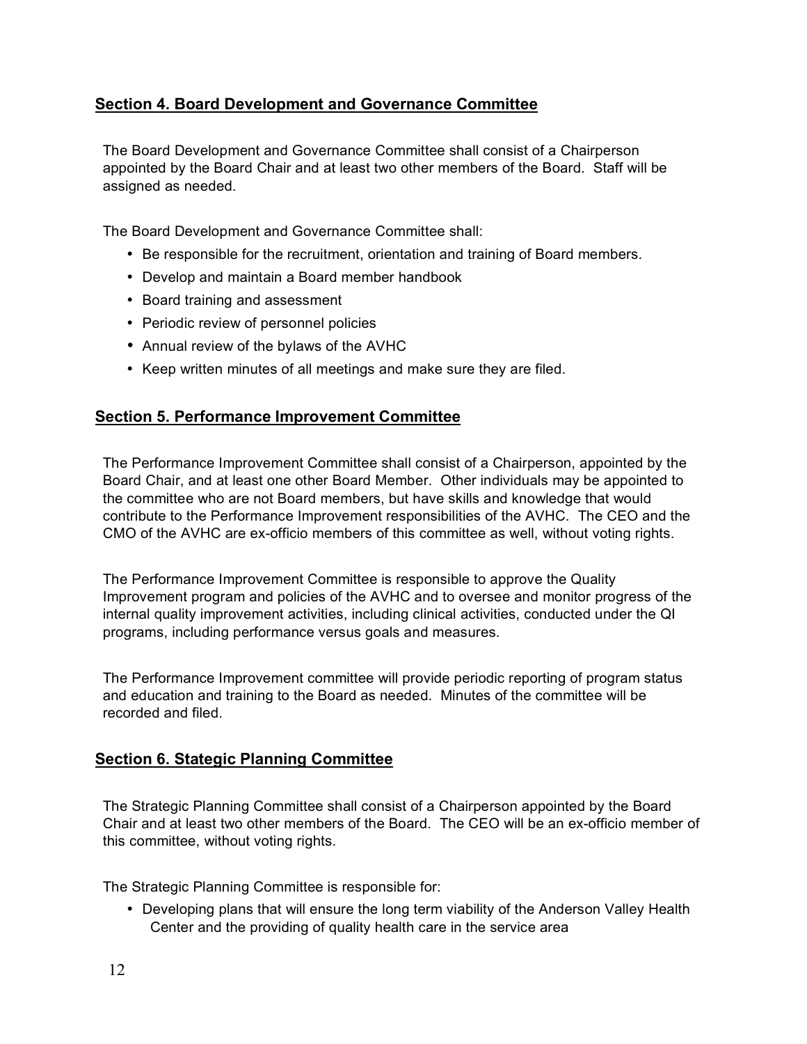## Section 4. Board Development and Governance Committee

The Board Development and Governance Committee shall consist of a Chairperson appointed by the Board Chair and at least two other members of the Board. Staff will be assigned as needed.

The Board Development and Governance Committee shall:

- Be responsible for the recruitment, orientation and training of Board members.
- Develop and maintain a Board member handbook
- Board training and assessment
- Periodic review of personnel policies
- Annual review of the bylaws of the AVHC
- Keep written minutes of all meetings and make sure they are filed.

## Section 5. Performance Improvement Committee

The Performance Improvement Committee shall consist of a Chairperson, appointed by the Board Chair, and at least one other Board Member. Other individuals may be appointed to the committee who are not Board members, but have skills and knowledge that would contribute to the Performance Improvement responsibilities of the AVHC. The CEO and the CMO of the AVHC are ex-officio members of this committee as well, without voting rights.

The Performance Improvement Committee is responsible to approve the Quality Improvement program and policies of the AVHC and to oversee and monitor progress of the internal quality improvement activities, including clinical activities, conducted under the QI programs, including performance versus goals and measures.

The Performance Improvement committee will provide periodic reporting of program status and education and training to the Board as needed. Minutes of the committee will be recorded and filed.

## Section 6. Stategic Planning Committee

The Strategic Planning Committee shall consist of a Chairperson appointed by the Board Chair and at least two other members of the Board. The CEO will be an ex-officio member of this committee, without voting rights.

The Strategic Planning Committee is responsible for:

- Developing plans that will ensure the long term viability of the Anderson Valley Health Center and the providing of quality health care in the service area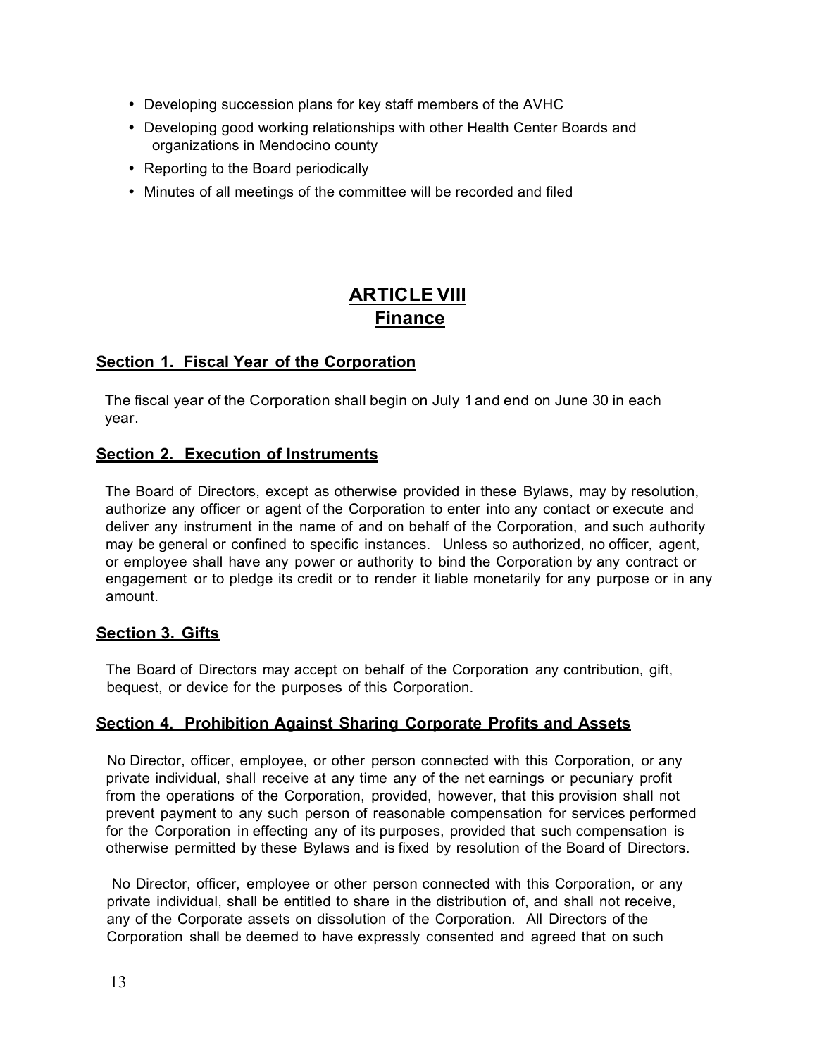- Developing succession plans for key staff members of the AVHC
- Developing good working relationships with other Health Center Boards and organizations in Mendocino county
- Reporting to the Board periodically
- Minutes of all meetings of the committee will be recorded and filed

# ARTICLE VIII
# Finance

## Section 1. Fiscal Year of the Corporation

The fiscal year of the Corporation shall begin on July 1 and end on June 30 in each year.

## Section 2. Execution of Instruments

The Board of Directors, except as otherwise provided in these Bylaws, may by resolution, authorize any officer or agent of the Corporation to enter into any contact or execute and deliver any instrument in the name of and on behalf of the Corporation, and such authority may be general or confined to specific instances. Unless so authorized, no officer, agent, or employee shall have any power or authority to bind the Corporation by any contract or engagement or to pledge its credit or to render it liable monetarily for any purpose or in any amount.

## Section 3. Gifts

The Board of Directors may accept on behalf of the Corporation any contribution, gift, bequest, or device for the purposes of this Corporation.

## Section 4. Prohibition Against Sharing Corporate Profits and Assets

No Director, officer, employee, or other person connected with this Corporation, or any private individual, shall receive at any time any of the net earnings or pecuniary profit from the operations of the Corporation, provided, however, that this provision shall not prevent payment to any such person of reasonable compensation for services performed for the Corporation in effecting any of its purposes, provided that such compensation is otherwise permitted by these Bylaws and is fixed by resolution of the Board of Directors.

No Director, officer, employee or other person connected with this Corporation, or any private individual, shall be entitled to share in the distribution of, and shall not receive, any of the Corporate assets on dissolution of the Corporation. All Directors of the Corporation shall be deemed to have expressly consented and agreed that on such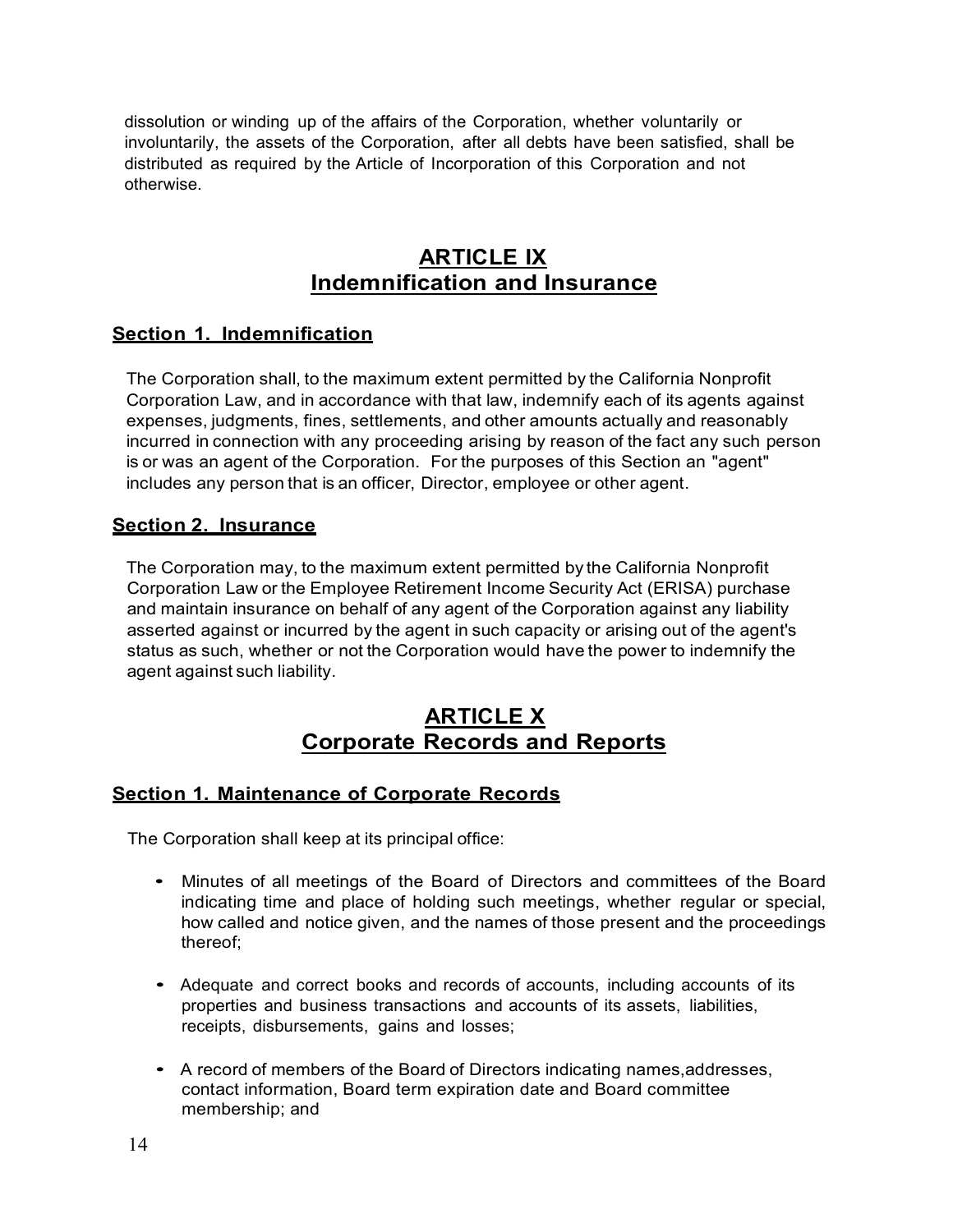dissolution or winding up of the affairs of the Corporation, whether voluntarily or involuntarily, the assets of the Corporation, after all debts have been satisfied, shall be distributed as required by the Article of Incorporation of this Corporation and not otherwise.

## ARTICLE IX
## Indemnification and Insurance

### Section 1. Indemnification

The Corporation shall, to the maximum extent permitted by the California Nonprofit Corporation Law, and in accordance with that law, indemnify each of its agents against expenses, judgments, fines, settlements, and other amounts actually and reasonably incurred in connection with any proceeding arising by reason of the fact any such person is or was an agent of the Corporation. For the purposes of this Section an "agent" includes any person that is an officer, Director, employee or other agent.

### Section 2. Insurance

The Corporation may, to the maximum extent permitted by the California Nonprofit Corporation Law or the Employee Retirement Income Security Act (ERISA) purchase and maintain insurance on behalf of any agent of the Corporation against any liability asserted against or incurred by the agent in such capacity or arising out of the agent's status as such, whether or not the Corporation would have the power to indemnify the agent against such liability.

## ARTICLE X
## Corporate Records and Reports

### Section 1. Maintenance of Corporate Records

The Corporation shall keep at its principal office:

- Minutes of all meetings of the Board of Directors and committees of the Board indicating time and place of holding such meetings, whether regular or special, how called and notice given, and the names of those present and the proceedings thereof;

- Adequate and correct books and records of accounts, including accounts of its properties and business transactions and accounts of its assets, liabilities, receipts, disbursements, gains and losses;

- A record of members of the Board of Directors indicating names,addresses, contact information, Board term expiration date and Board committee membership; and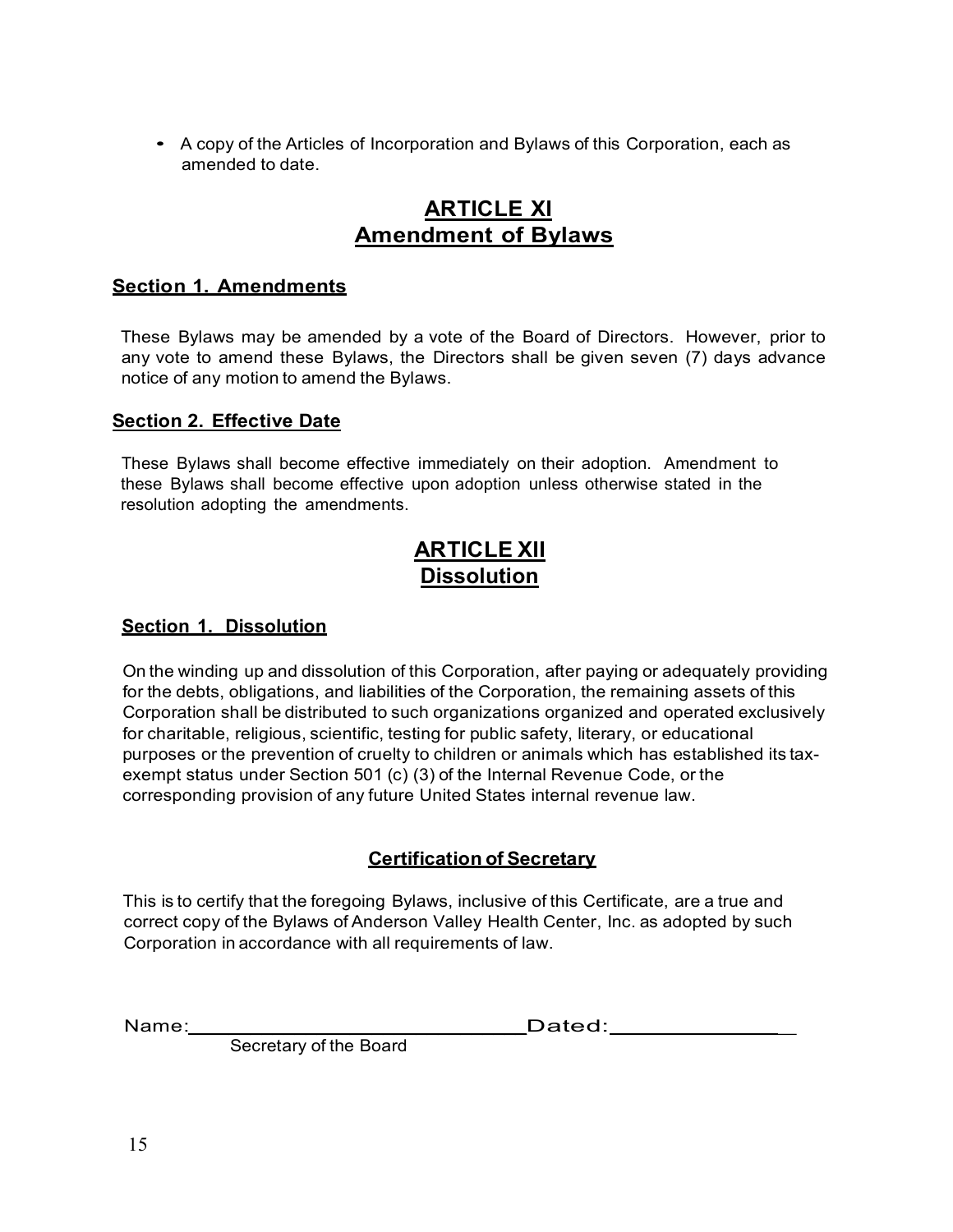- A copy of the Articles of Incorporation and Bylaws of this Corporation, each as amended to date.

## ARTICLE XI
## Amendment of Bylaws

### Section 1. Amendments

These Bylaws may be amended by a vote of the Board of Directors. However, prior to any vote to amend these Bylaws, the Directors shall be given seven (7) days advance notice of any motion to amend the Bylaws.

### Section 2. Effective Date

These Bylaws shall become effective immediately on their adoption. Amendment to these Bylaws shall become effective upon adoption unless otherwise stated in the resolution adopting the amendments.

## ARTICLE XII
## Dissolution

### Section 1. Dissolution

On the winding up and dissolution of this Corporation, after paying or adequately providing for the debts, obligations, and liabilities of the Corporation, the remaining assets of this Corporation shall be distributed to such organizations organized and operated exclusively for charitable, religious, scientific, testing for public safety, literary, or educational purposes or the prevention of cruelty to children or animals which has established its tax-exempt status under Section 501 (c) (3) of the Internal Revenue Code, or the corresponding provision of any future United States internal revenue law.

### Certification of Secretary

This is to certify that the foregoing Bylaws, inclusive of this Certificate, are a true and correct copy of the Bylaws of Anderson Valley Health Center, Inc. as adopted by such Corporation in accordance with all requirements of law.

Name:______________________________ Dated:_______________

Secretary of the Board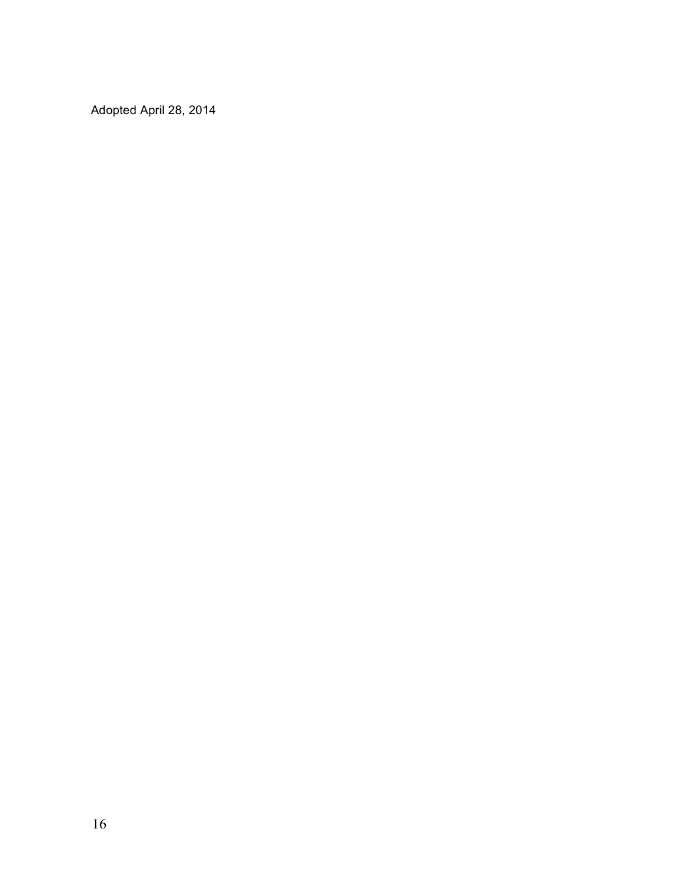Adopted April 28, 2014